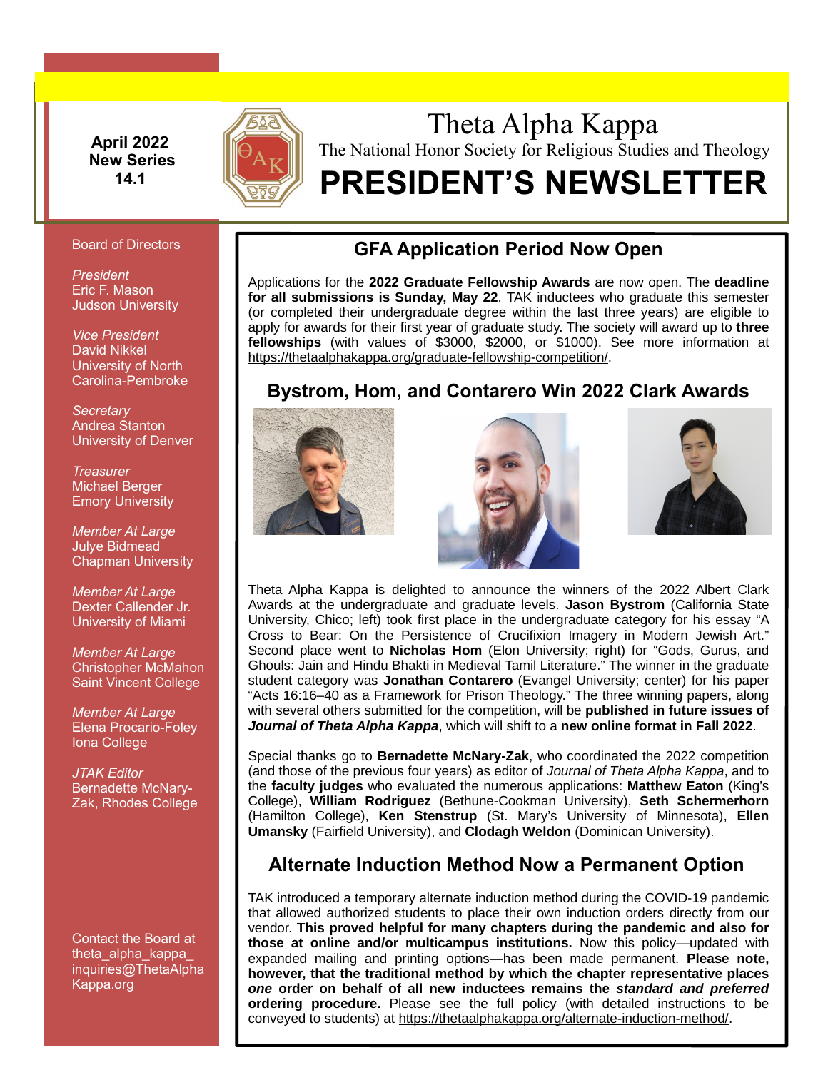**April 2022**
**New Series**
**14.1**

# Theta Alpha Kappa

The National Honor Society for Religious Studies and Theology

# PRESIDENT'S NEWSLETTER

Board of Directors

*President*
Eric F. Mason
Judson University

*Vice President*
David Nikkel
University of North Carolina-Pembroke

*Secretary*
Andrea Stanton
University of Denver

*Treasurer*
Michael Berger
Emory University

*Member At Large*
Julye Bidmead
Chapman University

*Member At Large*
Dexter Callender Jr.
University of Miami

*Member At Large*
Christopher McMahon
Saint Vincent College

*Member At Large*
Elena Procario-Foley
Iona College

*JTAK Editor*
Bernadette McNary-Zak, Rhodes College

Contact the Board at theta_alpha_kappa_inquiries@ThetaAlphaKappa.org

## GFA Application Period Now Open

Applications for the **2022 Graduate Fellowship Awards** are now open. The **deadline for all submissions is Sunday, May 22**. TAK inductees who graduate this semester (or completed their undergraduate degree within the last three years) are eligible to apply for awards for their first year of graduate study. The society will award up to **three fellowships** (with values of $3000, $2000, or $1000). See more information at https://thetaalphakappa.org/graduate-fellowship-competition/.

## Bystrom, Hom, and Contarero Win 2022 Clark Awards

Theta Alpha Kappa is delighted to announce the winners of the 2022 Albert Clark Awards at the undergraduate and graduate levels. **Jason Bystrom** (California State University, Chico; left) took first place in the undergraduate category for his essay "A Cross to Bear: On the Persistence of Crucifixion Imagery in Modern Jewish Art." Second place went to **Nicholas Hom** (Elon University; right) for "Gods, Gurus, and Ghouls: Jain and Hindu Bhakti in Medieval Tamil Literature." The winner in the graduate student category was **Jonathan Contarero** (Evangel University; center) for his paper "Acts 16:16–40 as a Framework for Prison Theology." The three winning papers, along with several others submitted for the competition, will be **published in future issues of *Journal of Theta Alpha Kappa***, which will shift to a **new online format in Fall 2022**.

Special thanks go to **Bernadette McNary-Zak**, who coordinated the 2022 competition (and those of the previous four years) as editor of *Journal of Theta Alpha Kappa*, and to the **faculty judges** who evaluated the numerous applications: **Matthew Eaton** (King's College), **William Rodriguez** (Bethune-Cookman University), **Seth Schermerhorn** (Hamilton College), **Ken Stenstrup** (St. Mary's University of Minnesota), **Ellen Umansky** (Fairfield University), and **Clodagh Weldon** (Dominican University).

## Alternate Induction Method Now a Permanent Option

TAK introduced a temporary alternate induction method during the COVID-19 pandemic that allowed authorized students to place their own induction orders directly from our vendor. **This proved helpful for many chapters during the pandemic and also for those at online and/or multicampus institutions.** Now this policy—updated with expanded mailing and printing options—has been made permanent. **Please note, however, that the traditional method by which the chapter representative places *one* order on behalf of all new inductees remains the *standard and preferred* ordering procedure.** Please see the full policy (with detailed instructions to be conveyed to students) at https://thetaalphakappa.org/alternate-induction-method/.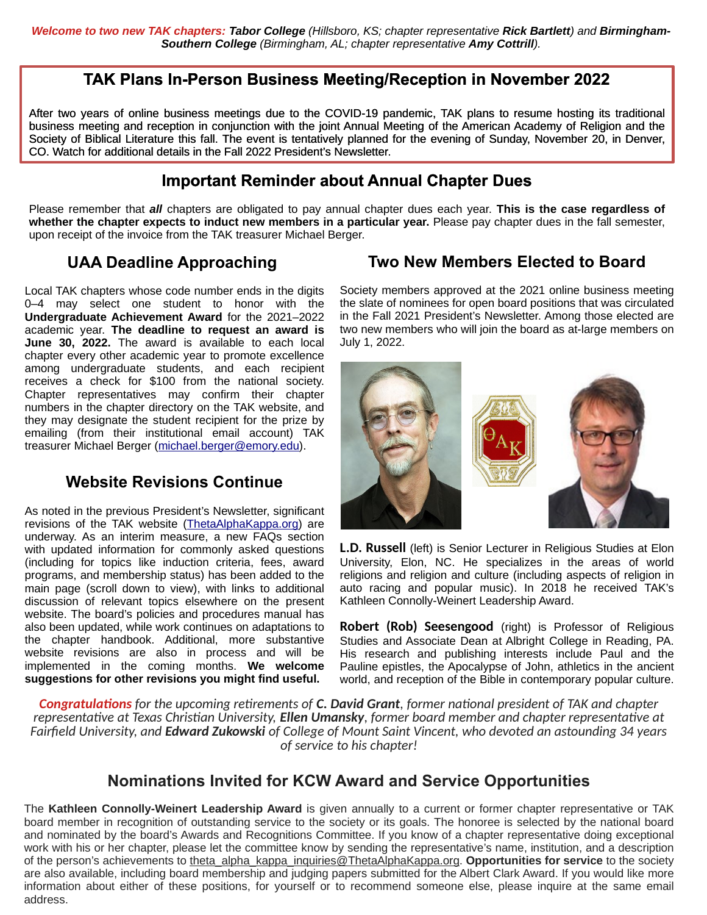***Welcome to two new TAK chapters:*** ***Tabor College*** *(Hillsboro, KS; chapter representative* ***Rick Bartlett****) and* ***Birmingham-Southern College*** *(Birmingham, AL; chapter representative* ***Amy Cottrill****).*

## TAK Plans In-Person Business Meeting/Reception in November 2022

After two years of online business meetings due to the COVID-19 pandemic, TAK plans to resume hosting its traditional business meeting and reception in conjunction with the joint Annual Meeting of the American Academy of Religion and the Society of Biblical Literature this fall. The event is tentatively planned for the evening of Sunday, November 20, in Denver, CO. Watch for additional details in the Fall 2022 President's Newsletter.

## Important Reminder about Annual Chapter Dues

Please remember that ***all*** chapters are obligated to pay annual chapter dues each year. **This is the case regardless of whether the chapter expects to induct new members in a particular year.** Please pay chapter dues in the fall semester, upon receipt of the invoice from the TAK treasurer Michael Berger.

## UAA Deadline Approaching

Local TAK chapters whose code number ends in the digits 0–4 may select one student to honor with the **Undergraduate Achievement Award** for the 2021–2022 academic year. **The deadline to request an award is June 30, 2022.** The award is available to each local chapter every other academic year to promote excellence among undergraduate students, and each recipient receives a check for $100 from the national society. Chapter representatives may confirm their chapter numbers in the chapter directory on the TAK website, and they may designate the student recipient for the prize by emailing (from their institutional email account) TAK treasurer Michael Berger (michael.berger@emory.edu).

## Website Revisions Continue

As noted in the previous President's Newsletter, significant revisions of the TAK website (ThetaAlphaKappa.org) are underway. As an interim measure, a new FAQs section with updated information for commonly asked questions (including for topics like induction criteria, fees, award programs, and membership status) has been added to the main page (scroll down to view), with links to additional discussion of relevant topics elsewhere on the present website. The board's policies and procedures manual has also been updated, while work continues on adaptations to the chapter handbook. Additional, more substantive website revisions are also in process and will be implemented in the coming months. **We welcome suggestions for other revisions you might find useful.**

## Two New Members Elected to Board

Society members approved at the 2021 online business meeting the slate of nominees for open board positions that was circulated in the Fall 2021 President's Newsletter. Among those elected are two new members who will join the board as at-large members on July 1, 2022.

**L.D. Russell** (left) is Senior Lecturer in Religious Studies at Elon University, Elon, NC. He specializes in the areas of world religions and religion and culture (including aspects of religion in auto racing and popular music). In 2018 he received TAK's Kathleen Connolly-Weinert Leadership Award.

**Robert (Rob) Seesengood** (right) is Professor of Religious Studies and Associate Dean at Albright College in Reading, PA. His research and publishing interests include Paul and the Pauline epistles, the Apocalypse of John, athletics in the ancient world, and reception of the Bible in contemporary popular culture.

***Congratulations*** *for the upcoming retirements of* ***C. David Grant****, former national president of TAK and chapter representative at Texas Christian University,* ***Ellen Umansky****, former board member and chapter representative at Fairfield University, and* ***Edward Zukowski*** *of College of Mount Saint Vincent, who devoted an astounding 34 years of service to his chapter!*

## Nominations Invited for KCW Award and Service Opportunities

The **Kathleen Connolly-Weinert Leadership Award** is given annually to a current or former chapter representative or TAK board member in recognition of outstanding service to the society or its goals. The honoree is selected by the national board and nominated by the board's Awards and Recognitions Committee. If you know of a chapter representative doing exceptional work with his or her chapter, please let the committee know by sending the representative's name, institution, and a description of the person's achievements to theta_alpha_kappa_inquiries@ThetaAlphaKappa.org. **Opportunities for service** to the society are also available, including board membership and judging papers submitted for the Albert Clark Award. If you would like more information about either of these positions, for yourself or to recommend someone else, please inquire at the same email address.